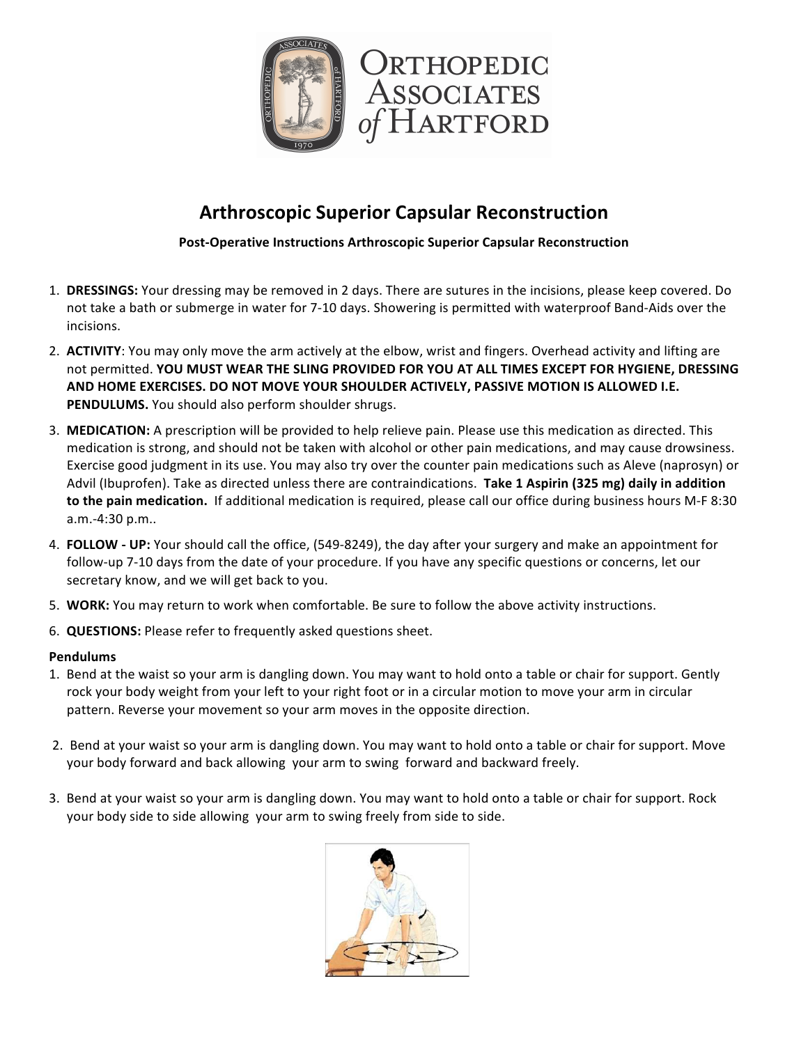Orthopedic Associates of Hartford

# Arthroscopic Superior Capsular Reconstruction

**Post-Operative Instructions Arthroscopic Superior Capsular Reconstruction**

1. **DRESSINGS:** Your dressing may be removed in 2 days. There are sutures in the incisions, please keep covered. Do not take a bath or submerge in water for 7-10 days. Showering is permitted with waterproof Band-Aids over the incisions.
2. **ACTIVITY**: You may only move the arm actively at the elbow, wrist and fingers. Overhead activity and lifting are not permitted. **YOU MUST WEAR THE SLING PROVIDED FOR YOU AT ALL TIMES EXCEPT FOR HYGIENE, DRESSING AND HOME EXERCISES. DO NOT MOVE YOUR SHOULDER ACTIVELY, PASSIVE MOTION IS ALLOWED I.E. PENDULUMS.** You should also perform shoulder shrugs.
3. **MEDICATION:** A prescription will be provided to help relieve pain. Please use this medication as directed. This medication is strong, and should not be taken with alcohol or other pain medications, and may cause drowsiness. Exercise good judgment in its use. You may also try over the counter pain medications such as Aleve (naprosyn) or Advil (Ibuprofen). Take as directed unless there are contraindications. **Take 1 Aspirin (325 mg) daily in addition to the pain medication.** If additional medication is required, please call our office during business hours M-F 8:30 a.m.-4:30 p.m..
4. **FOLLOW - UP:** Your should call the office, (549-8249), the day after your surgery and make an appointment for follow-up 7-10 days from the date of your procedure. If you have any specific questions or concerns, let our secretary know, and we will get back to you.
5. **WORK:** You may return to work when comfortable. Be sure to follow the above activity instructions.
6. **QUESTIONS:** Please refer to frequently asked questions sheet.

**Pendulums**

1. Bend at the waist so your arm is dangling down. You may want to hold onto a table or chair for support. Gently rock your body weight from your left to your right foot or in a circular motion to move your arm in circular pattern. Reverse your movement so your arm moves in the opposite direction.
2. Bend at your waist so your arm is dangling down. You may want to hold onto a table or chair for support. Move your body forward and back allowing your arm to swing forward and backward freely.
3. Bend at your waist so your arm is dangling down. You may want to hold onto a table or chair for support. Rock your body side to side allowing your arm to swing freely from side to side.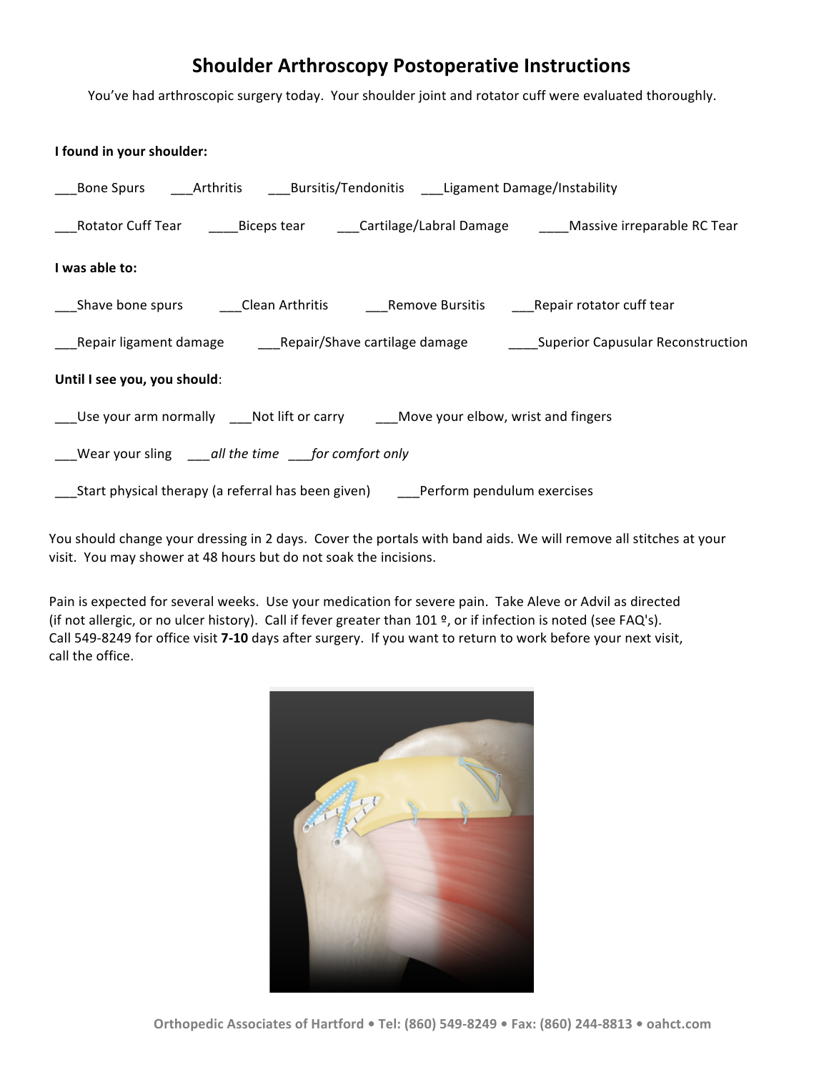# Shoulder Arthroscopy Postoperative Instructions

You've had arthroscopic surgery today. Your shoulder joint and rotator cuff were evaluated thoroughly.

**I found in your shoulder:**

___Bone Spurs ___Arthritis ___Bursitis/Tendonitis ___Ligament Damage/Instability

___Rotator Cuff Tear ____Biceps tear ___Cartilage/Labral Damage ____Massive irreparable RC Tear

**I was able to:**

___Shave bone spurs ___Clean Arthritis ___Remove Bursitis ___Repair rotator cuff tear

___Repair ligament damage ___Repair/Shave cartilage damage ____Superior Capusular Reconstruction

**Until I see you, you should**:

___Use your arm normally ___Not lift or carry ___Move your elbow, wrist and fingers

___Wear your sling ___*all the time* ___*for comfort only*

___Start physical therapy (a referral has been given) ___Perform pendulum exercises

You should change your dressing in 2 days. Cover the portals with band aids. We will remove all stitches at your visit. You may shower at 48 hours but do not soak the incisions.

Pain is expected for several weeks. Use your medication for severe pain. Take Aleve or Advil as directed (if not allergic, or no ulcer history). Call if fever greater than 101 º, or if infection is noted (see FAQ's). Call 549-8249 for office visit **7-10** days after surgery. If you want to return to work before your next visit, call the office.

Orthopedic Associates of Hartford • Tel: (860) 549-8249 • Fax: (860) 244-8813 • oahct.com